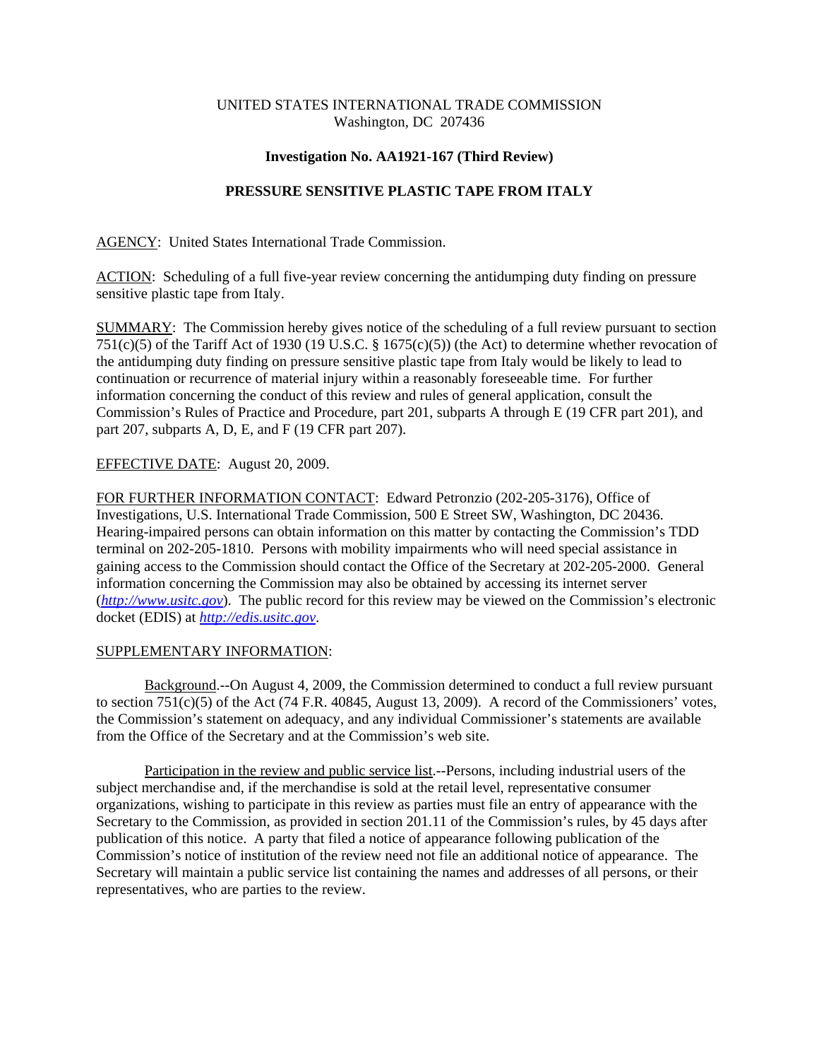UNITED STATES INTERNATIONAL TRADE COMMISSION
Washington, DC 207436

**Investigation No. AA1921-167 (Third Review)**

**PRESSURE SENSITIVE PLASTIC TAPE FROM ITALY**

AGENCY: United States International Trade Commission.

ACTION: Scheduling of a full five-year review concerning the antidumping duty finding on pressure sensitive plastic tape from Italy.

SUMMARY: The Commission hereby gives notice of the scheduling of a full review pursuant to section 751(c)(5) of the Tariff Act of 1930 (19 U.S.C. § 1675(c)(5)) (the Act) to determine whether revocation of the antidumping duty finding on pressure sensitive plastic tape from Italy would be likely to lead to continuation or recurrence of material injury within a reasonably foreseeable time. For further information concerning the conduct of this review and rules of general application, consult the Commission's Rules of Practice and Procedure, part 201, subparts A through E (19 CFR part 201), and part 207, subparts A, D, E, and F (19 CFR part 207).

EFFECTIVE DATE: August 20, 2009.

FOR FURTHER INFORMATION CONTACT: Edward Petronzio (202-205-3176), Office of Investigations, U.S. International Trade Commission, 500 E Street SW, Washington, DC 20436. Hearing-impaired persons can obtain information on this matter by contacting the Commission's TDD terminal on 202-205-1810. Persons with mobility impairments who will need special assistance in gaining access to the Commission should contact the Office of the Secretary at 202-205-2000. General information concerning the Commission may also be obtained by accessing its internet server (*http://www.usitc.gov*). The public record for this review may be viewed on the Commission's electronic docket (EDIS) at *http://edis.usitc.gov*.

SUPPLEMENTARY INFORMATION:

Background.--On August 4, 2009, the Commission determined to conduct a full review pursuant to section 751(c)(5) of the Act (74 F.R. 40845, August 13, 2009). A record of the Commissioners' votes, the Commission's statement on adequacy, and any individual Commissioner's statements are available from the Office of the Secretary and at the Commission's web site.

Participation in the review and public service list.--Persons, including industrial users of the subject merchandise and, if the merchandise is sold at the retail level, representative consumer organizations, wishing to participate in this review as parties must file an entry of appearance with the Secretary to the Commission, as provided in section 201.11 of the Commission's rules, by 45 days after publication of this notice. A party that filed a notice of appearance following publication of the Commission's notice of institution of the review need not file an additional notice of appearance. The Secretary will maintain a public service list containing the names and addresses of all persons, or their representatives, who are parties to the review.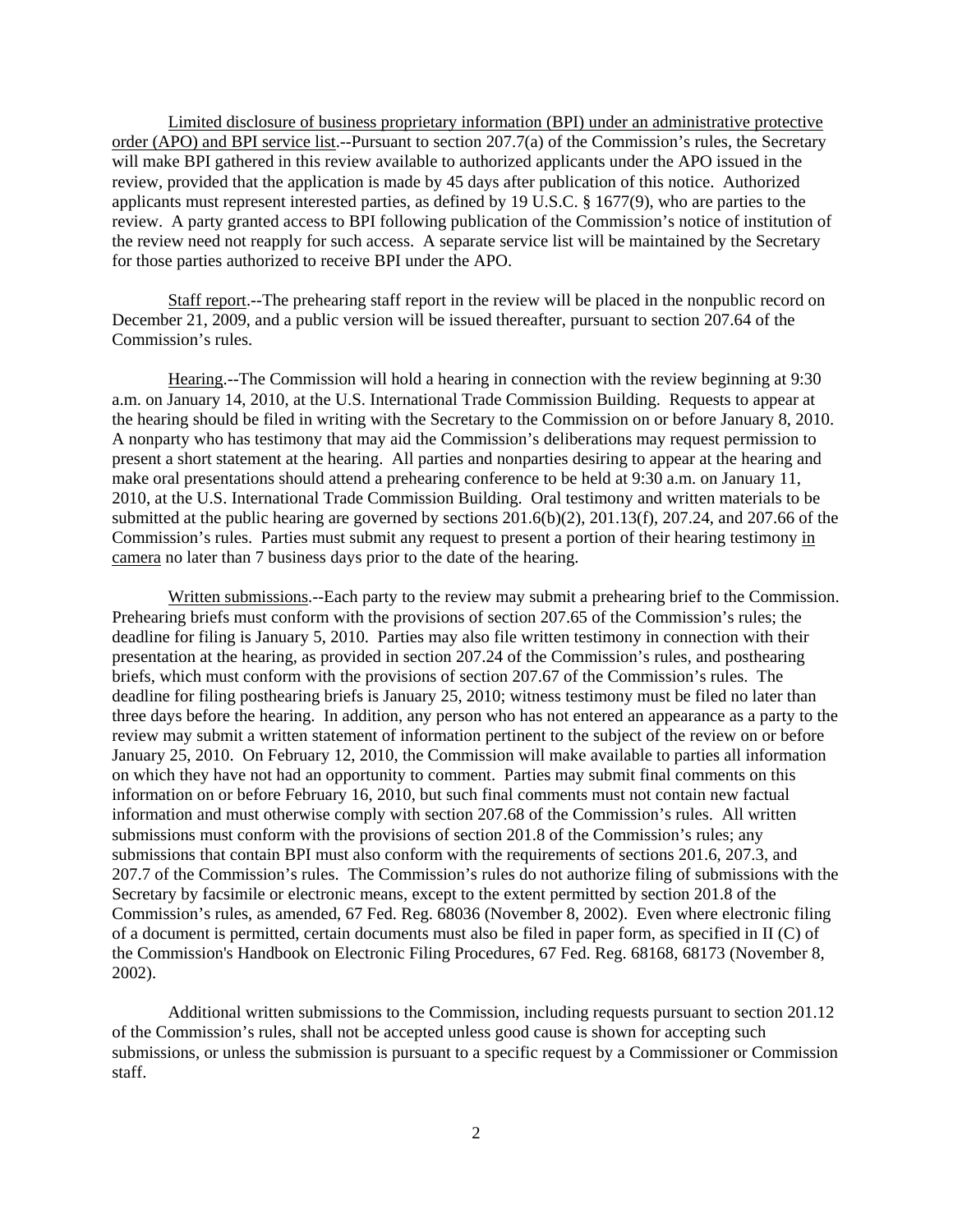Limited disclosure of business proprietary information (BPI) under an administrative protective order (APO) and BPI service list.--Pursuant to section 207.7(a) of the Commission's rules, the Secretary will make BPI gathered in this review available to authorized applicants under the APO issued in the review, provided that the application is made by 45 days after publication of this notice. Authorized applicants must represent interested parties, as defined by 19 U.S.C. § 1677(9), who are parties to the review. A party granted access to BPI following publication of the Commission's notice of institution of the review need not reapply for such access. A separate service list will be maintained by the Secretary for those parties authorized to receive BPI under the APO.

Staff report.--The prehearing staff report in the review will be placed in the nonpublic record on December 21, 2009, and a public version will be issued thereafter, pursuant to section 207.64 of the Commission's rules.

Hearing.--The Commission will hold a hearing in connection with the review beginning at 9:30 a.m. on January 14, 2010, at the U.S. International Trade Commission Building. Requests to appear at the hearing should be filed in writing with the Secretary to the Commission on or before January 8, 2010. A nonparty who has testimony that may aid the Commission's deliberations may request permission to present a short statement at the hearing. All parties and nonparties desiring to appear at the hearing and make oral presentations should attend a prehearing conference to be held at 9:30 a.m. on January 11, 2010, at the U.S. International Trade Commission Building. Oral testimony and written materials to be submitted at the public hearing are governed by sections 201.6(b)(2), 201.13(f), 207.24, and 207.66 of the Commission's rules. Parties must submit any request to present a portion of their hearing testimony in camera no later than 7 business days prior to the date of the hearing.

Written submissions.--Each party to the review may submit a prehearing brief to the Commission. Prehearing briefs must conform with the provisions of section 207.65 of the Commission's rules; the deadline for filing is January 5, 2010. Parties may also file written testimony in connection with their presentation at the hearing, as provided in section 207.24 of the Commission's rules, and posthearing briefs, which must conform with the provisions of section 207.67 of the Commission's rules. The deadline for filing posthearing briefs is January 25, 2010; witness testimony must be filed no later than three days before the hearing. In addition, any person who has not entered an appearance as a party to the review may submit a written statement of information pertinent to the subject of the review on or before January 25, 2010. On February 12, 2010, the Commission will make available to parties all information on which they have not had an opportunity to comment. Parties may submit final comments on this information on or before February 16, 2010, but such final comments must not contain new factual information and must otherwise comply with section 207.68 of the Commission's rules. All written submissions must conform with the provisions of section 201.8 of the Commission's rules; any submissions that contain BPI must also conform with the requirements of sections 201.6, 207.3, and 207.7 of the Commission's rules. The Commission's rules do not authorize filing of submissions with the Secretary by facsimile or electronic means, except to the extent permitted by section 201.8 of the Commission's rules, as amended, 67 Fed. Reg. 68036 (November 8, 2002). Even where electronic filing of a document is permitted, certain documents must also be filed in paper form, as specified in II (C) of the Commission's Handbook on Electronic Filing Procedures, 67 Fed. Reg. 68168, 68173 (November 8, 2002).

Additional written submissions to the Commission, including requests pursuant to section 201.12 of the Commission's rules, shall not be accepted unless good cause is shown for accepting such submissions, or unless the submission is pursuant to a specific request by a Commissioner or Commission staff.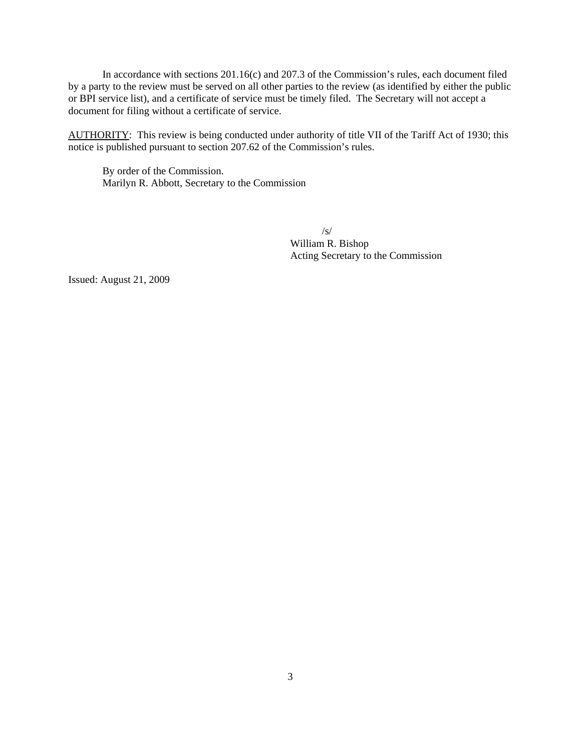In accordance with sections 201.16(c) and 207.3 of the Commission's rules, each document filed by a party to the review must be served on all other parties to the review (as identified by either the public or BPI service list), and a certificate of service must be timely filed. The Secretary will not accept a document for filing without a certificate of service.

<u>AUTHORITY</u>: This review is being conducted under authority of title VII of the Tariff Act of 1930; this notice is published pursuant to section 207.62 of the Commission's rules.

By order of the Commission.
Marilyn R. Abbott, Secretary to the Commission

/s/
William R. Bishop
Acting Secretary to the Commission

Issued: August 21, 2009